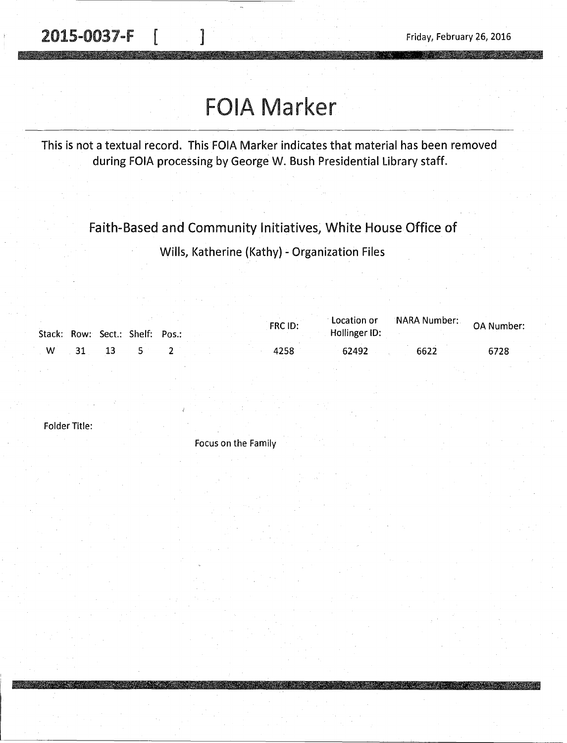**2015-0037-F [ ]** Friday, February 26, 2016

# FOIA Marker

This is not a textual record. This FOIA Marker indicates that material has been removed during FOIA processing by George W. Bush Presidential Library staff.

## Faith-Based and Community Initiatives, White House Office of

Wills, Katherine (Kathy) - Organization Files

| Stack: | Row: | Sect.: | Shelf: | Pos.: | FRC ID: | Location or Hollinger ID: | NARA Number: | OA Number: |
|---|---|---|---|---|---|---|---|---|
| W | 31 | 13 | 5 | 2 | 4258 | 62492 | 6622 | 6728 |

Folder Title:

Focus on the Family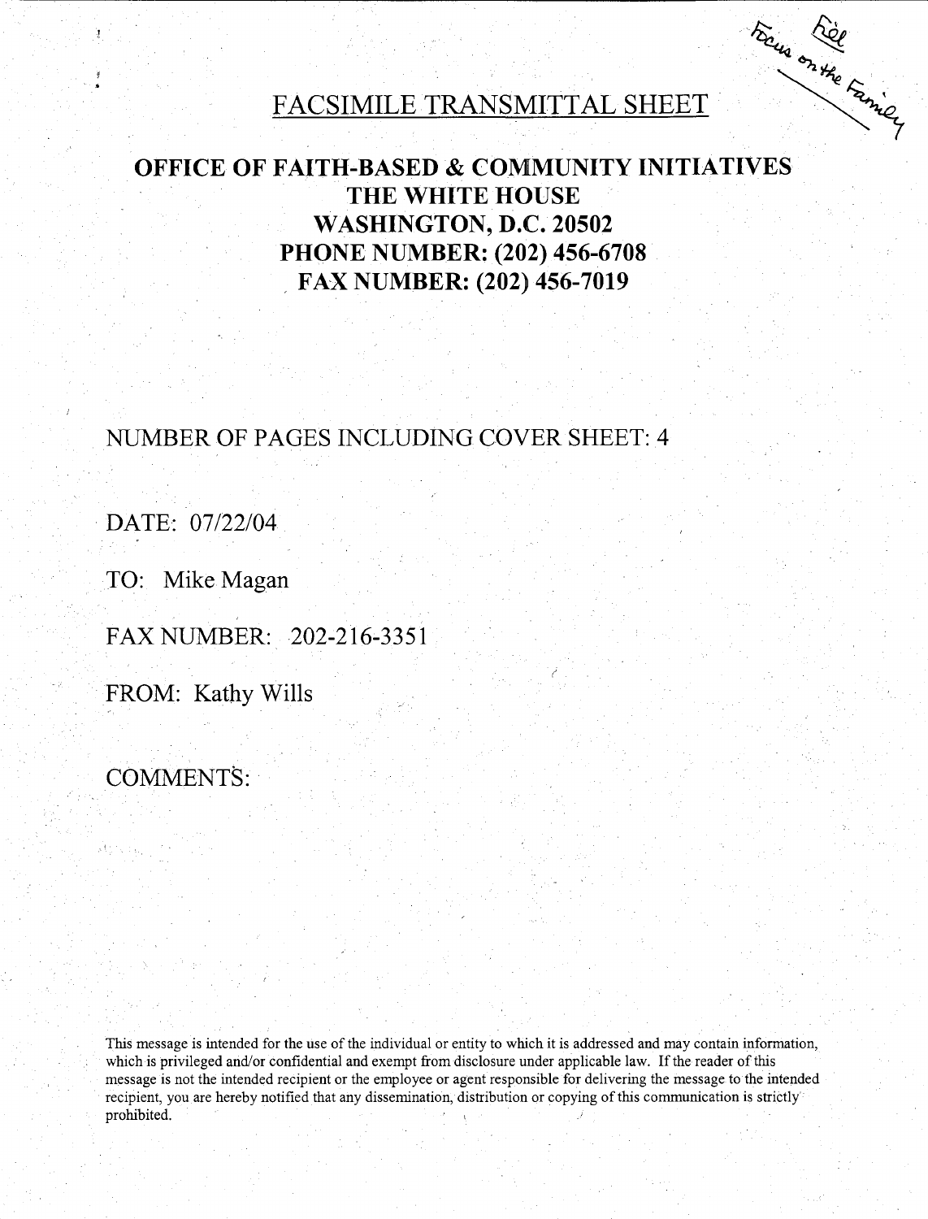File
Focus on the Family

# FACSIMILE TRANSMITTAL SHEET

## OFFICE OF FAITH-BASED & COMMUNITY INITIATIVES
## THE WHITE HOUSE
## WASHINGTON, D.C. 20502
## PHONE NUMBER: (202) 456-6708
## FAX NUMBER: (202) 456-7019

NUMBER OF PAGES INCLUDING COVER SHEET: 4

DATE: 07/22/04

TO: Mike Magan

FAX NUMBER: 202-216-3351

FROM: Kathy Wills

COMMENTS:

This message is intended for the use of the individual or entity to which it is addressed and may contain information, which is privileged and/or confidential and exempt from disclosure under applicable law. If the reader of this message is not the intended recipient or the employee or agent responsible for delivering the message to the intended recipient, you are hereby notified that any dissemination, distribution or copying of this communication is strictly prohibited.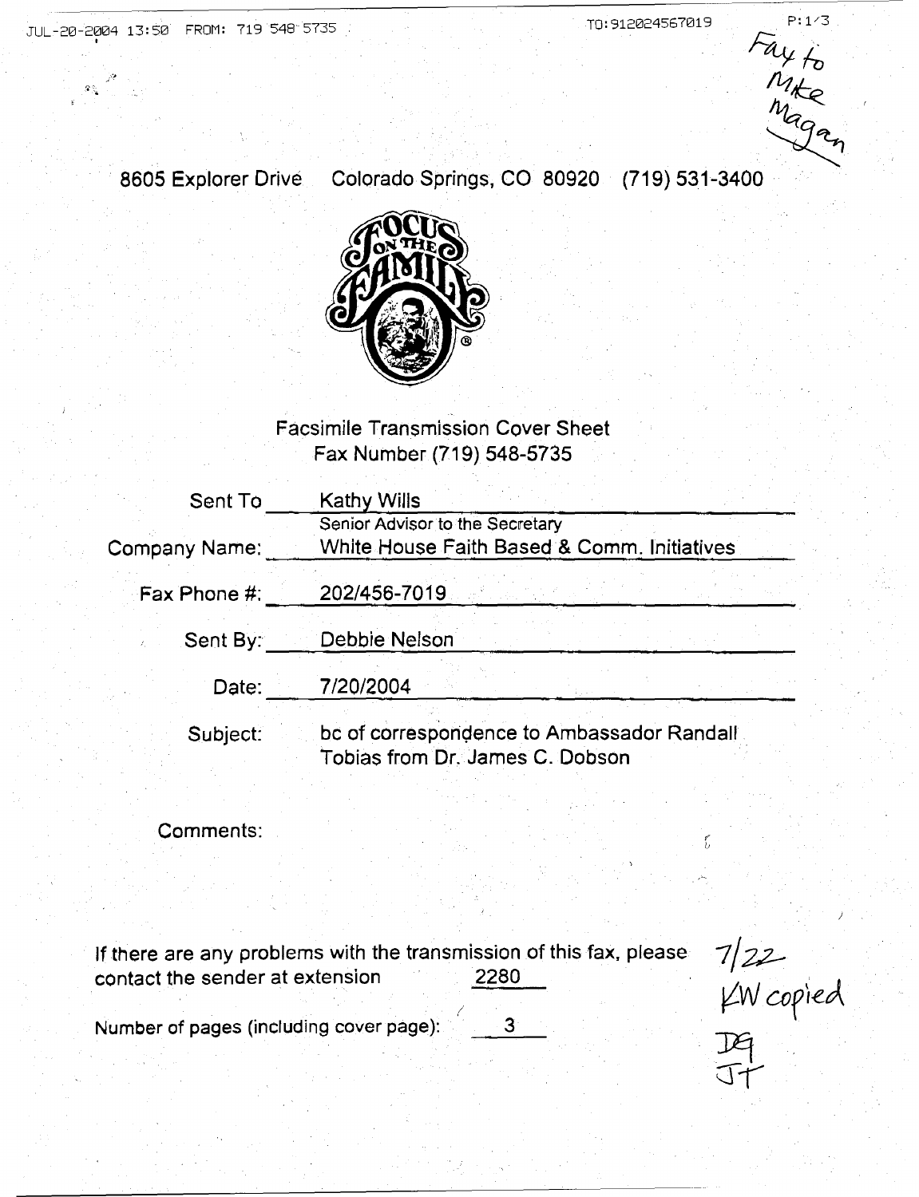JUL-20-2004 13:50 FROM: 719 548 5735 TO:912024567019 P:1/3

Fax to Mike Magan

8605 Explorer Drive Colorado Springs, CO 80920 (719) 531-3400

FOCUS ON THE FAMILY

Facsimile Transmission Cover Sheet
Fax Number (719) 548-5735

| | |
|---|---|
| Sent To | Kathy Wills<br>Senior Advisor to the Secretary |
| Company Name: | White House Faith Based & Comm. Initiatives |
| Fax Phone #: | 202/456-7019 |
| Sent By: | Debbie Nelson |
| Date: | 7/20/2004 |
| Subject: | bc of correspondence to Ambassador Randall Tobias from Dr. James C. Dobson |

Comments:

If there are any problems with the transmission of this fax, please contact the sender at extension 2280

Number of pages (including cover page): 3

7/22
KW copied
DG
JT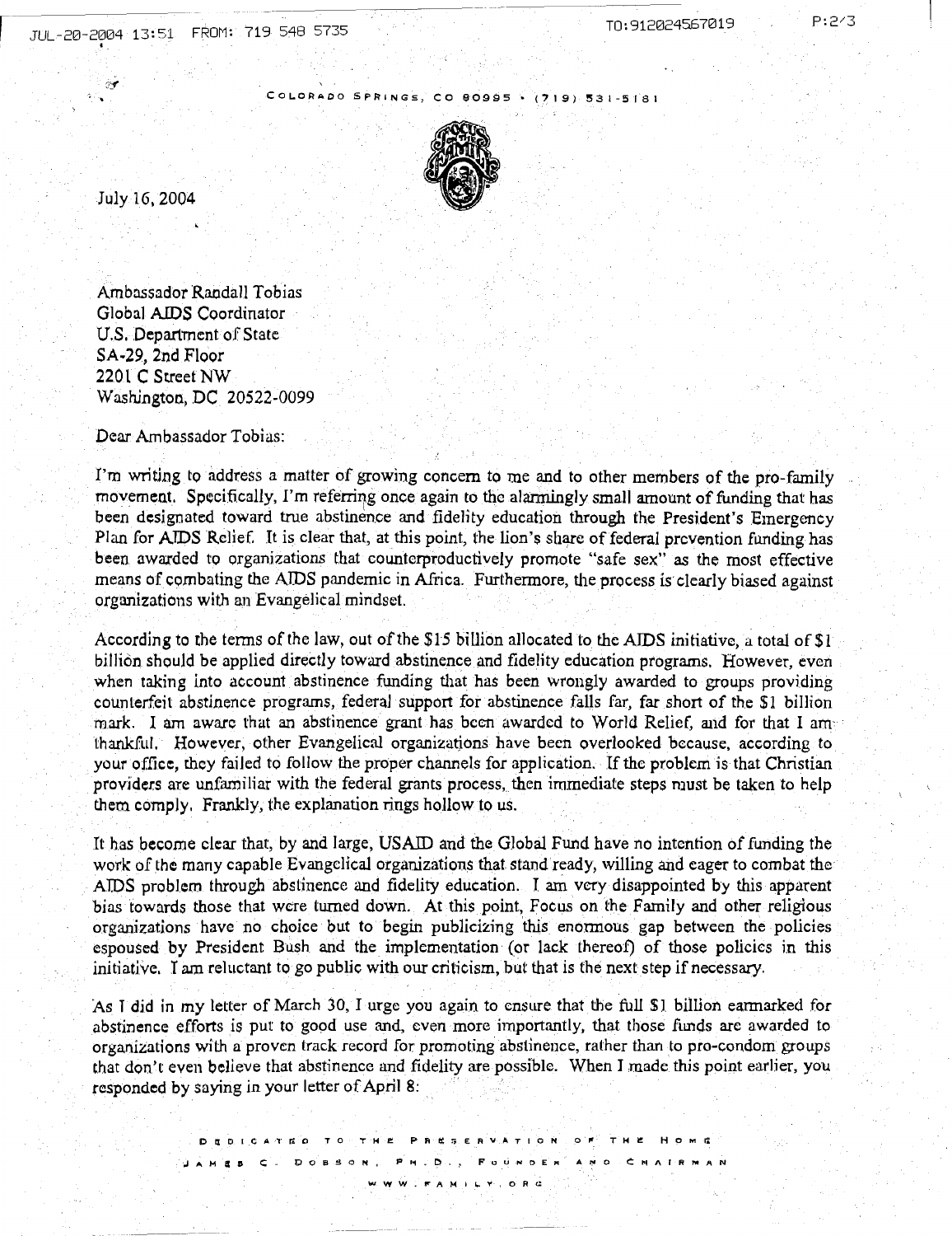COLORADO SPRINGS, CO 80995 • (719) 531-5181

July 16, 2004

Ambassador Randall Tobias
Global AIDS Coordinator
U.S. Department of State
SA-29, 2nd Floor
2201 C Street NW
Washington, DC 20522-0099

Dear Ambassador Tobias:

I'm writing to address a matter of growing concern to me and to other members of the pro-family movement. Specifically, I'm referring once again to the alarmingly small amount of funding that has been designated toward true abstinence and fidelity education through the President's Emergency Plan for AIDS Relief. It is clear that, at this point, the lion's share of federal prevention funding has been awarded to organizations that counterproductively promote "safe sex" as the most effective means of combating the AIDS pandemic in Africa. Furthermore, the process is clearly biased against organizations with an Evangelical mindset.

According to the terms of the law, out of the $15 billion allocated to the AIDS initiative, a total of $1 billion should be applied directly toward abstinence and fidelity education programs. However, even when taking into account abstinence funding that has been wrongly awarded to groups providing counterfeit abstinence programs, federal support for abstinence falls far, far short of the $1 billion mark. I am aware that an abstinence grant has been awarded to World Relief, and for that I am thankful. However, other Evangelical organizations have been overlooked because, according to your office, they failed to follow the proper channels for application. If the problem is that Christian providers are unfamiliar with the federal grants process, then immediate steps must be taken to help them comply. Frankly, the explanation rings hollow to us.

It has become clear that, by and large, USAID and the Global Fund have no intention of funding the work of the many capable Evangelical organizations that stand ready, willing and eager to combat the AIDS problem through abstinence and fidelity education. I am very disappointed by this apparent bias towards those that were turned down. At this point, Focus on the Family and other religious organizations have no choice but to begin publicizing this enormous gap between the policies espoused by President Bush and the implementation (or lack thereof) of those policies in this initiative. I am reluctant to go public with our criticism, but that is the next step if necessary.

As I did in my letter of March 30, I urge you again to ensure that the full $1 billion earmarked for abstinence efforts is put to good use and, even more importantly, that those funds are awarded to organizations with a proven track record for promoting abstinence, rather than to pro-condom groups that don't even believe that abstinence and fidelity are possible. When I made this point earlier, you responded by saying in your letter of April 8:

DEDICATED TO THE PRESERVATION OF THE HOME
JAMES C. DOBSON, PH.D., FOUNDER AND CHAIRMAN
WWW.FAMILY.ORG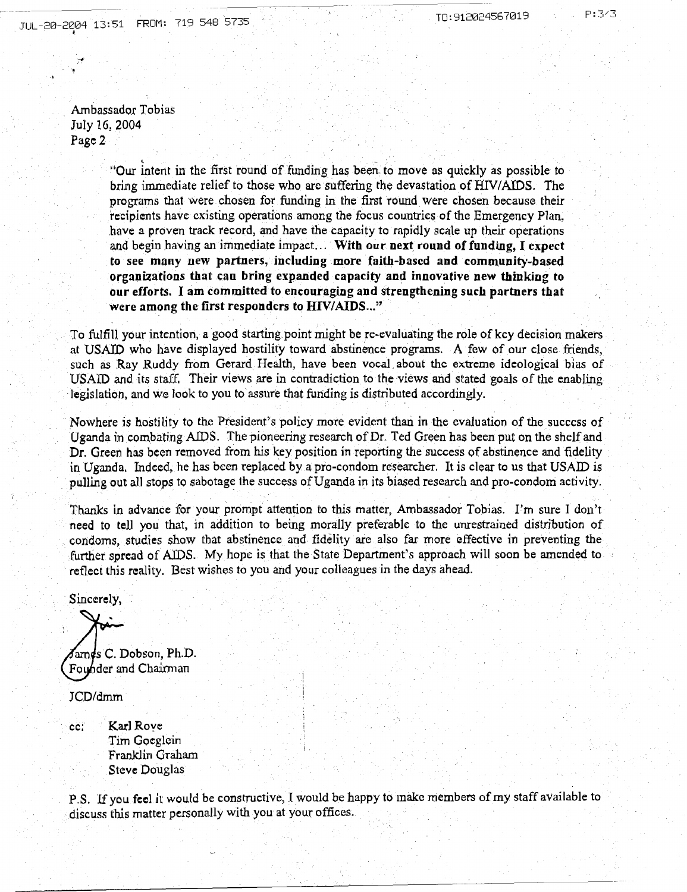Ambassador Tobias
July 16, 2004
Page 2

> "Our intent in the first round of funding has been to move as quickly as possible to bring immediate relief to those who are suffering the devastation of HIV/AIDS. The programs that were chosen for funding in the first round were chosen because their recipients have existing operations among the focus countries of the Emergency Plan, have a proven track record, and have the capacity to rapidly scale up their operations and begin having an immediate impact... **With our next round of funding, I expect to see many new partners, including more faith-based and community-based organizations that can bring expanded capacity and innovative new thinking to our efforts. I am committed to encouraging and strengthening such partners that were among the first responders to HIV/AIDS...**"

To fulfill your intention, a good starting point might be re-evaluating the role of key decision makers at USAID who have displayed hostility toward abstinence programs. A few of our close friends, such as Ray Ruddy from Gerard Health, have been vocal about the extreme ideological bias of USAID and its staff. Their views are in contradiction to the views and stated goals of the enabling legislation, and we look to you to assure that funding is distributed accordingly.

Nowhere is hostility to the President's policy more evident than in the evaluation of the success of Uganda in combating AIDS. The pioneering research of Dr. Ted Green has been put on the shelf and Dr. Green has been removed from his key position in reporting the success of abstinence and fidelity in Uganda. Indeed, he has been replaced by a pro-condom researcher. It is clear to us that USAID is pulling out all stops to sabotage the success of Uganda in its biased research and pro-condom activity.

Thanks in advance for your prompt attention to this matter, Ambassador Tobias. I'm sure I don't need to tell you that, in addition to being morally preferable to the unrestrained distribution of condoms, studies show that abstinence and fidelity are also far more effective in preventing the further spread of AIDS. My hope is that the State Department's approach will soon be amended to reflect this reality. Best wishes to you and your colleagues in the days ahead.

Sincerely,

James C. Dobson, Ph.D.
Founder and Chairman

JCD/dmm

cc: Karl Rove
Tim Goeglein
Franklin Graham
Steve Douglas

P.S. If you feel it would be constructive, I would be happy to make members of my staff available to discuss this matter personally with you at your offices.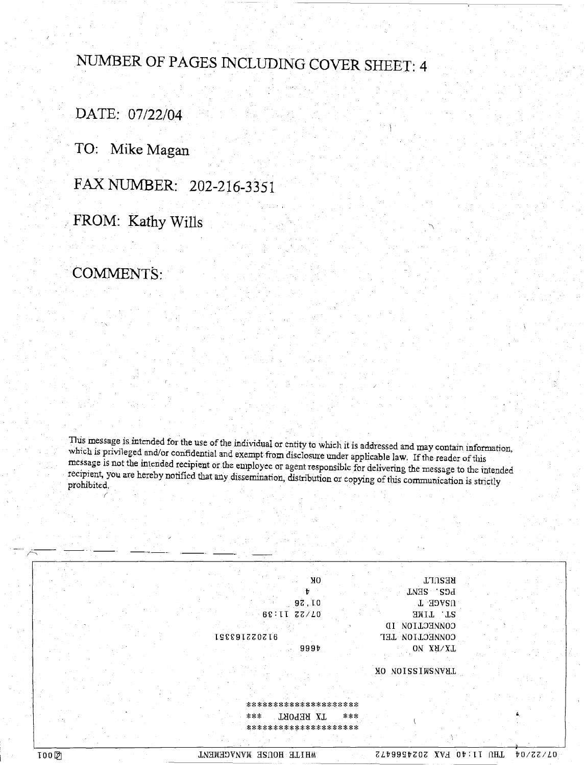NUMBER OF PAGES INCLUDING COVER SHEET: 4

DATE: 07/22/04

TO: Mike Magan

FAX NUMBER: 202-216-3351

FROM: Kathy Wills

COMMENTS:

This message is intended for the use of the individual or entity to which it is addressed and may contain information, which is privileged and/or confidential and exempt from disclosure under applicable law. If the reader of this message is not the intended recipient or the employee or agent responsible for delivering the message to the intended recipient, you are hereby notified that any dissemination, distribution or copying of this communication is strictly prohibited.

07/22/04 THU 11:40 FAX 2024566472 WHITE HOUSE MANAGEMENT 001

```
*********************
***   TX REPORT   ***
*********************

TRANSMISSION OK

TX/RX NO            4666
CONNECTION TEL      912022163351
CONNECTION ID
ST. TIME            07/22 11:39
USAGE T             01'26
PGS. SENT           4
RESULT              OK
```